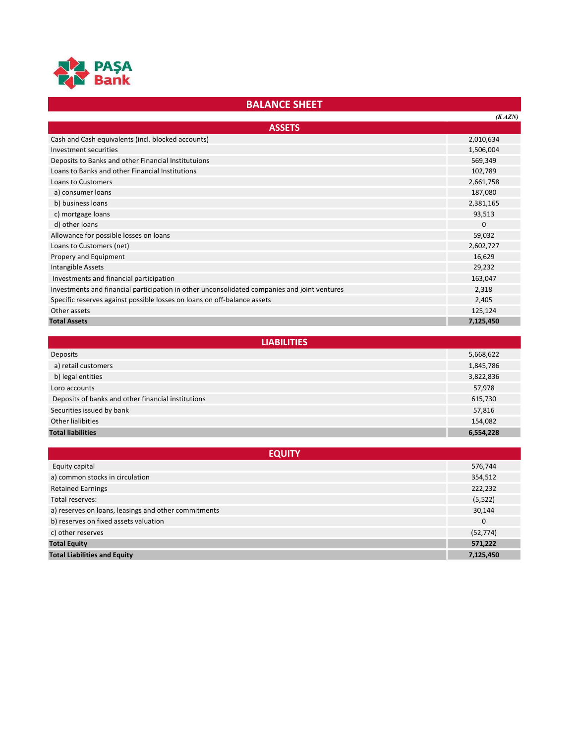PAŞA Bank

# BALANCE SHEET

*(K AZN)*

| ASSETS | |
|---|---|
| Cash and Cash equivalents (incl. blocked accounts) | 2,010,634 |
| Investment securities | 1,506,004 |
| Deposits to Banks and other Financial Institutuions | 569,349 |
| Loans to Banks and other Financial Institutions | 102,789 |
| Loans to Customers | 2,661,758 |
| a) consumer loans | 187,080 |
| b) business loans | 2,381,165 |
| c) mortgage loans | 93,513 |
| d) other loans | 0 |
| Allowance for possible losses on loans | 59,032 |
| Loans to Customers (net) | 2,602,727 |
| Propery and Equipment | 16,629 |
| Intangible Assets | 29,232 |
| Investments and financial participation | 163,047 |
| Investments and financial participation in other unconsolidated companies and joint ventures | 2,318 |
| Specific reserves against possible losses on loans on off-balance assets | 2,405 |
| Other assets | 125,124 |
| **Total Assets** | **7,125,450** |

| LIABILITIES | |
|---|---|
| Deposits | 5,668,622 |
| a) retail customers | 1,845,786 |
| b) legal entities | 3,822,836 |
| Loro accounts | 57,978 |
| Deposits of banks and other financial institutions | 615,730 |
| Securities issued by bank | 57,816 |
| Other lialibities | 154,082 |
| **Total liabilities** | **6,554,228** |

| EQUITY | |
|---|---|
| Equity capital | 576,744 |
| a) common stocks in circulation | 354,512 |
| Retained Earnings | 222,232 |
| Total reserves: | (5,522) |
| a) reserves on loans, leasings and other commitments | 30,144 |
| b) reserves on fixed assets valuation | 0 |
| c) other reserves | (52,774) |
| **Total Equity** | **571,222** |
| **Total Liabilities and Equity** | **7,125,450** |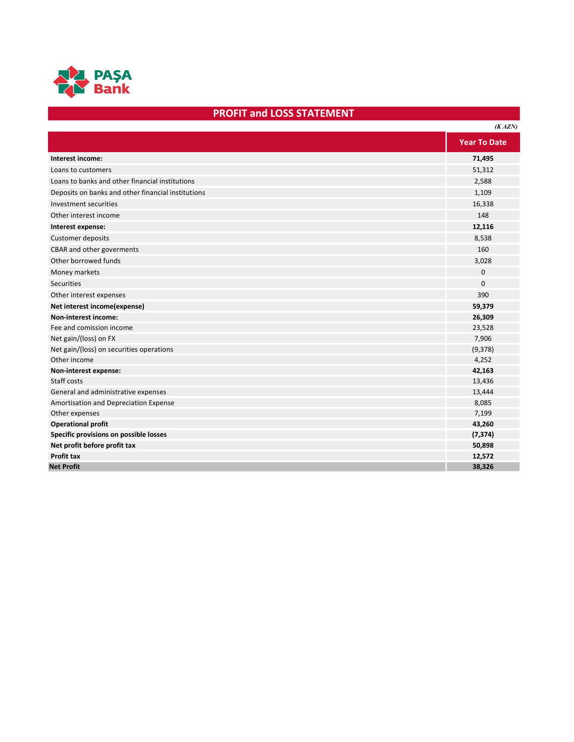PAŞA Bank

# PROFIT and LOSS STATEMENT

*(K AZN)*

| | Year To Date |
|---|---|
| **Interest income:** | **71,495** |
| Loans to customers | 51,312 |
| Loans to banks and other financial institutions | 2,588 |
| Deposits on banks and other financial institutions | 1,109 |
| Investment securities | 16,338 |
| Other interest income | 148 |
| **Interest expense:** | **12,116** |
| Customer deposits | 8,538 |
| CBAR and other goverments | 160 |
| Other borrowed funds | 3,028 |
| Money markets | 0 |
| Securities | 0 |
| Other interest expenses | 390 |
| **Net interest income(expense)** | **59,379** |
| **Non-interest income:** | **26,309** |
| Fee and comission income | 23,528 |
| Net gain/(loss) on FX | 7,906 |
| Net gain/(loss) on securities operations | (9,378) |
| Other income | 4,252 |
| **Non-interest expense:** | **42,163** |
| Staff costs | 13,436 |
| General and administrative expenses | 13,444 |
| Amortisation and Depreciation Expense | 8,085 |
| Other expenses | 7,199 |
| **Operational profit** | **43,260** |
| **Specific provisions on possible losses** | **(7,374)** |
| **Net profit before profit tax** | **50,898** |
| **Profit tax** | **12,572** |
| **Net Profit** | **38,326** |